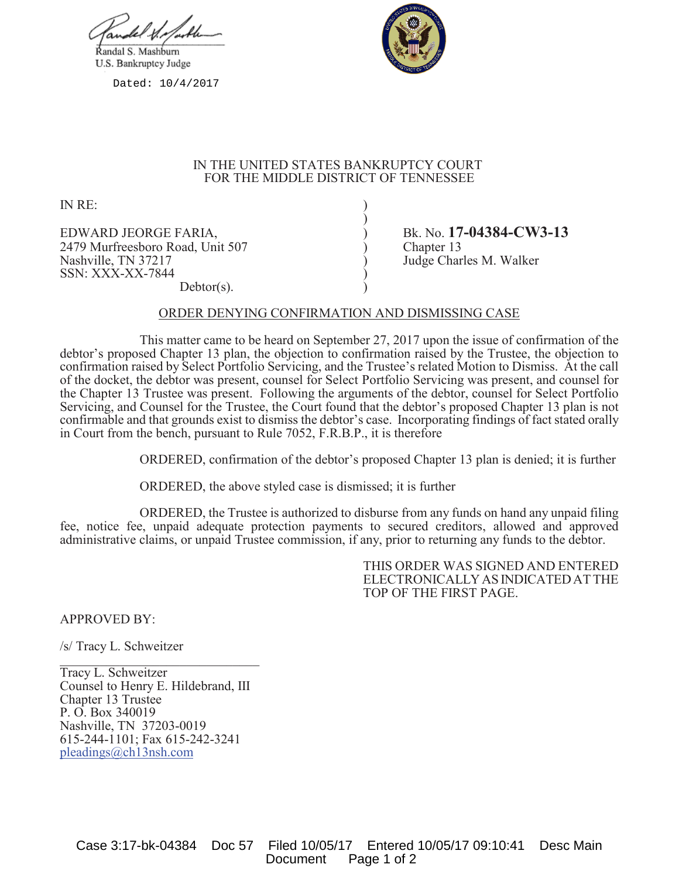Randal S. Mashburn
U.S. Bankruptcy Judge

Dated: 10/4/2017

IN THE UNITED STATES BANKRUPTCY COURT
FOR THE MIDDLE DISTRICT OF TENNESSEE

IN RE:

EDWARD JEORGE FARIA,
2479 Murfreesboro Road, Unit 507
Nashville, TN 37217
SSN: XXX-XX-7844
Debtor(s).

Bk. No. **17-04384-CW3-13**
Chapter 13
Judge Charles M. Walker

ORDER DENYING CONFIRMATION AND DISMISSING CASE

This matter came to be heard on September 27, 2017 upon the issue of confirmation of the debtor's proposed Chapter 13 plan, the objection to confirmation raised by the Trustee, the objection to confirmation raised by Select Portfolio Servicing, and the Trustee's related Motion to Dismiss. At the call of the docket, the debtor was present, counsel for Select Portfolio Servicing was present, and counsel for the Chapter 13 Trustee was present. Following the arguments of the debtor, counsel for Select Portfolio Servicing, and Counsel for the Trustee, the Court found that the debtor's proposed Chapter 13 plan is not confirmable and that grounds exist to dismiss the debtor's case. Incorporating findings of fact stated orally in Court from the bench, pursuant to Rule 7052, F.R.B.P., it is therefore

ORDERED, confirmation of the debtor's proposed Chapter 13 plan is denied; it is further

ORDERED, the above styled case is dismissed; it is further

ORDERED, the Trustee is authorized to disburse from any funds on hand any unpaid filing fee, notice fee, unpaid adequate protection payments to secured creditors, allowed and approved administrative claims, or unpaid Trustee commission, if any, prior to returning any funds to the debtor.

THIS ORDER WAS SIGNED AND ENTERED ELECTRONICALLY AS INDICATED AT THE TOP OF THE FIRST PAGE.

APPROVED BY:

/s/ Tracy L. Schweitzer

Tracy L. Schweitzer
Counsel to Henry E. Hildebrand, III
Chapter 13 Trustee
P. O. Box 340019
Nashville, TN 37203-0019
615-244-1101; Fax 615-242-3241
pleadings@ch13nsh.com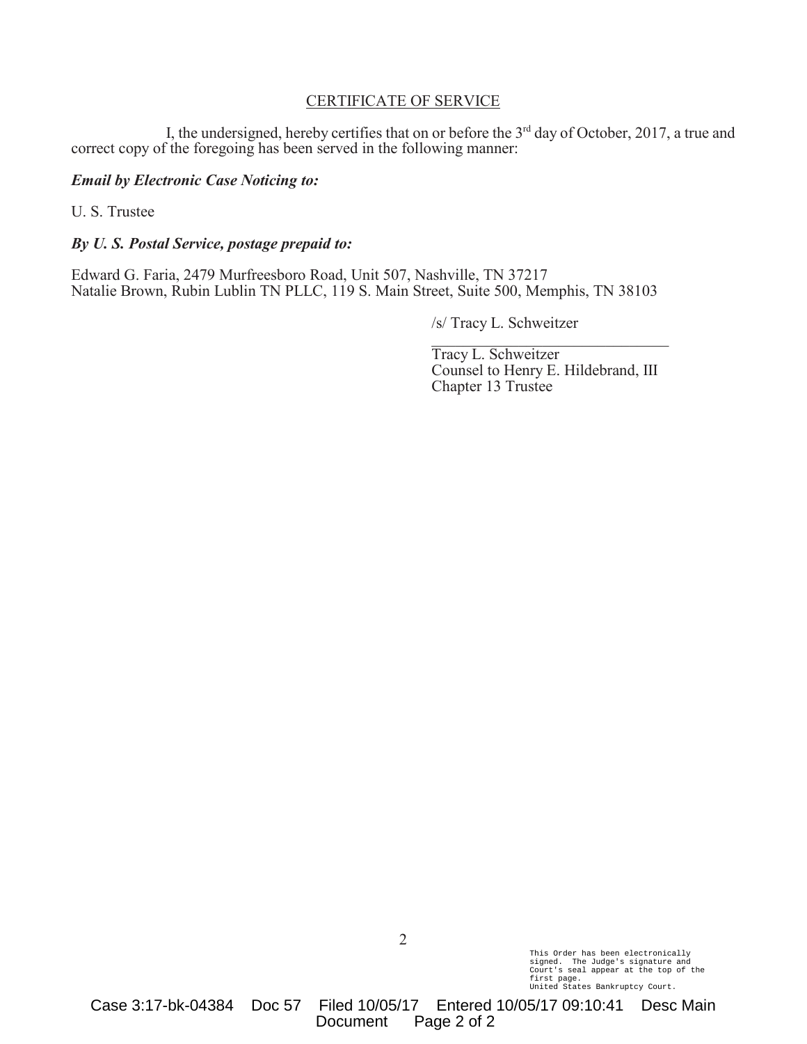## CERTIFICATE OF SERVICE

I, the undersigned, hereby certifies that on or before the 3rd day of October, 2017, a true and correct copy of the foregoing has been served in the following manner:

***Email by Electronic Case Noticing to:***

U. S. Trustee

***By U. S. Postal Service, postage prepaid to:***

Edward G. Faria, 2479 Murfreesboro Road, Unit 507, Nashville, TN 37217
Natalie Brown, Rubin Lublin TN PLLC, 119 S. Main Street, Suite 500, Memphis, TN 38103

/s/ Tracy L. Schweitzer

Tracy L. Schweitzer
Counsel to Henry E. Hildebrand, III
Chapter 13 Trustee

This Order has been electronically signed. The Judge's signature and Court's seal appear at the top of the first page.
United States Bankruptcy Court.

Case 3:17-bk-04384 Doc 57 Filed 10/05/17 Entered 10/05/17 09:10:41 Desc Main Document